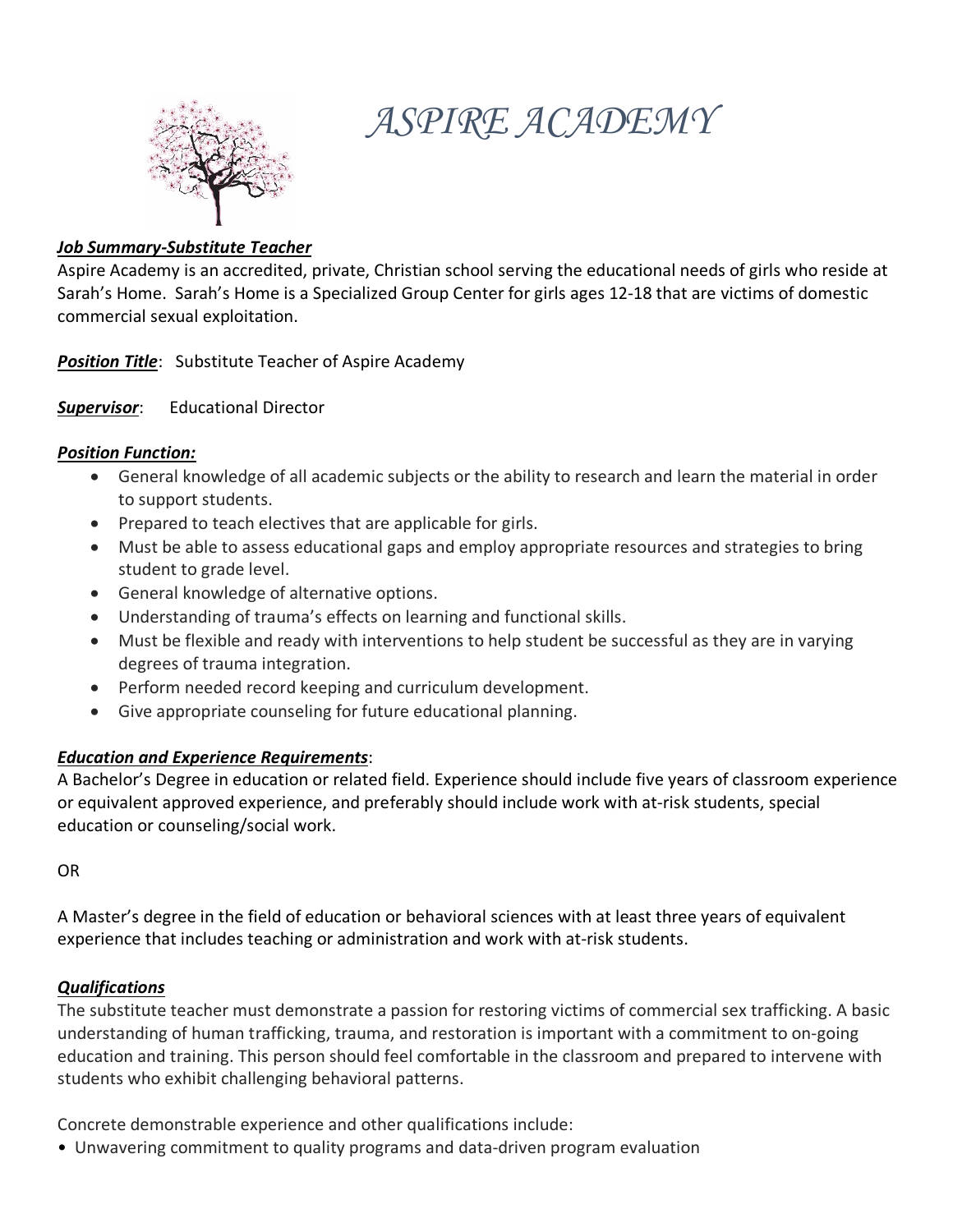# ASPIRE ACADEMY

***Job Summary-Substitute Teacher***

Aspire Academy is an accredited, private, Christian school serving the educational needs of girls who reside at Sarah's Home. Sarah's Home is a Specialized Group Center for girls ages 12-18 that are victims of domestic commercial sexual exploitation.

***Position Title***: Substitute Teacher of Aspire Academy

***Supervisor***: Educational Director

***Position Function:***

- General knowledge of all academic subjects or the ability to research and learn the material in order to support students.
- Prepared to teach electives that are applicable for girls.
- Must be able to assess educational gaps and employ appropriate resources and strategies to bring student to grade level.
- General knowledge of alternative options.
- Understanding of trauma's effects on learning and functional skills.
- Must be flexible and ready with interventions to help student be successful as they are in varying degrees of trauma integration.
- Perform needed record keeping and curriculum development.
- Give appropriate counseling for future educational planning.

***Education and Experience Requirements***:

A Bachelor's Degree in education or related field. Experience should include five years of classroom experience or equivalent approved experience, and preferably should include work with at-risk students, special education or counseling/social work.

OR

A Master's degree in the field of education or behavioral sciences with at least three years of equivalent experience that includes teaching or administration and work with at-risk students.

***Qualifications***

The substitute teacher must demonstrate a passion for restoring victims of commercial sex trafficking. A basic understanding of human trafficking, trauma, and restoration is important with a commitment to on-going education and training. This person should feel comfortable in the classroom and prepared to intervene with students who exhibit challenging behavioral patterns.

Concrete demonstrable experience and other qualifications include:

- Unwavering commitment to quality programs and data-driven program evaluation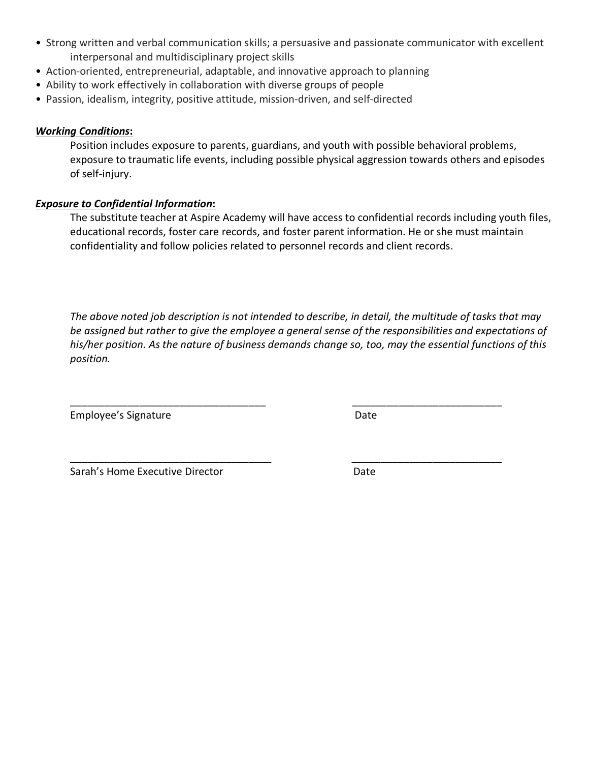- Strong written and verbal communication skills; a persuasive and passionate communicator with excellent interpersonal and multidisciplinary project skills
- Action-oriented, entrepreneurial, adaptable, and innovative approach to planning
- Ability to work effectively in collaboration with diverse groups of people
- Passion, idealism, integrity, positive attitude, mission-driven, and self-directed

***Working Conditions*:**

Position includes exposure to parents, guardians, and youth with possible behavioral problems, exposure to traumatic life events, including possible physical aggression towards others and episodes of self-injury.

***Exposure to Confidential Information*:**

The substitute teacher at Aspire Academy will have access to confidential records including youth files, educational records, foster care records, and foster parent information. He or she must maintain confidentiality and follow policies related to personnel records and client records.

*The above noted job description is not intended to describe, in detail, the multitude of tasks that may be assigned but rather to give the employee a general sense of the responsibilities and expectations of his/her position. As the nature of business demands change so, too, may the essential functions of this position.*

___________________________________ ___________________________

Employee's Signature Date

____________________________________ ___________________________

Sarah's Home Executive Director Date